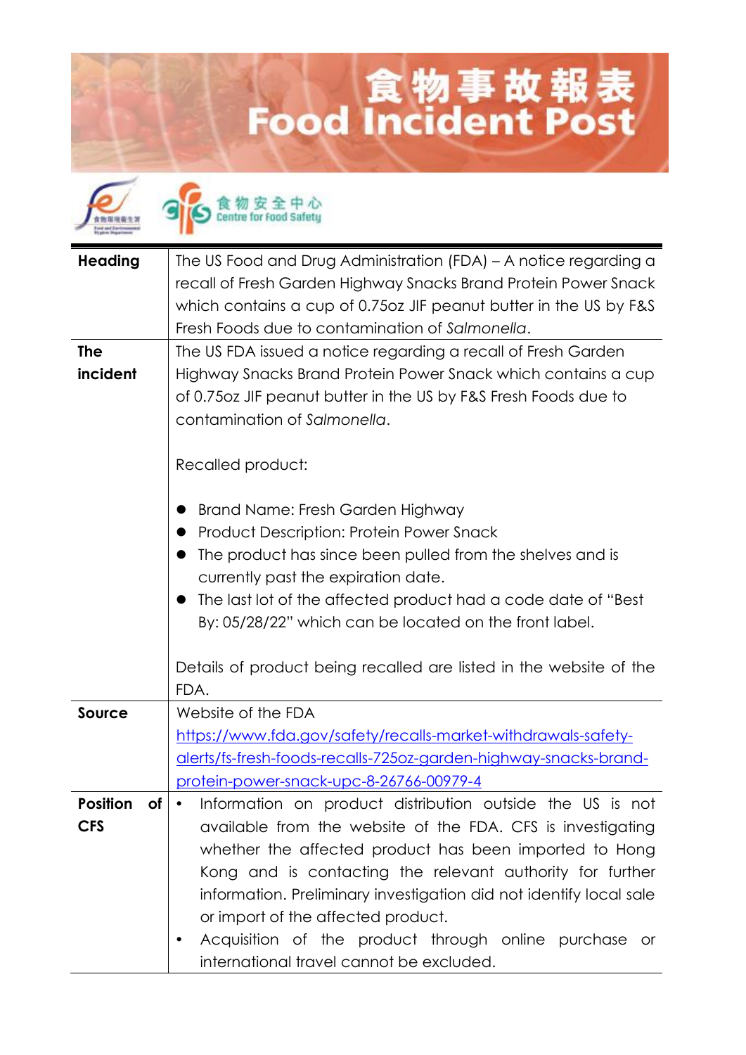# 食物事故報表
# Food Incident Post

食物安全中心 Centre for Food Safety

| | |
|---|---|
| **Heading** | The US Food and Drug Administration (FDA) – A notice regarding a recall of Fresh Garden Highway Snacks Brand Protein Power Snack which contains a cup of 0.75oz JIF peanut butter in the US by F&S Fresh Foods due to contamination of *Salmonella*. |
| **The incident** | The US FDA issued a notice regarding a recall of Fresh Garden Highway Snacks Brand Protein Power Snack which contains a cup of 0.75oz JIF peanut butter in the US by F&S Fresh Foods due to contamination of *Salmonella*.<br><br>Recalled product:<br><br>● Brand Name: Fresh Garden Highway<br>● Product Description: Protein Power Snack<br>● The product has since been pulled from the shelves and is currently past the expiration date.<br>● The last lot of the affected product had a code date of "Best By: 05/28/22" which can be located on the front label.<br><br>Details of product being recalled are listed in the website of the FDA. |
| **Source** | Website of the FDA<br>https://www.fda.gov/safety/recalls-market-withdrawals-safety-alerts/fs-fresh-foods-recalls-725oz-garden-highway-snacks-brand-protein-power-snack-upc-8-26766-00979-4 |
| **Position of CFS** | • Information on product distribution outside the US is not available from the website of the FDA. CFS is investigating whether the affected product has been imported to Hong Kong and is contacting the relevant authority for further information. Preliminary investigation did not identify local sale or import of the affected product.<br>• Acquisition of the product through online purchase or international travel cannot be excluded. |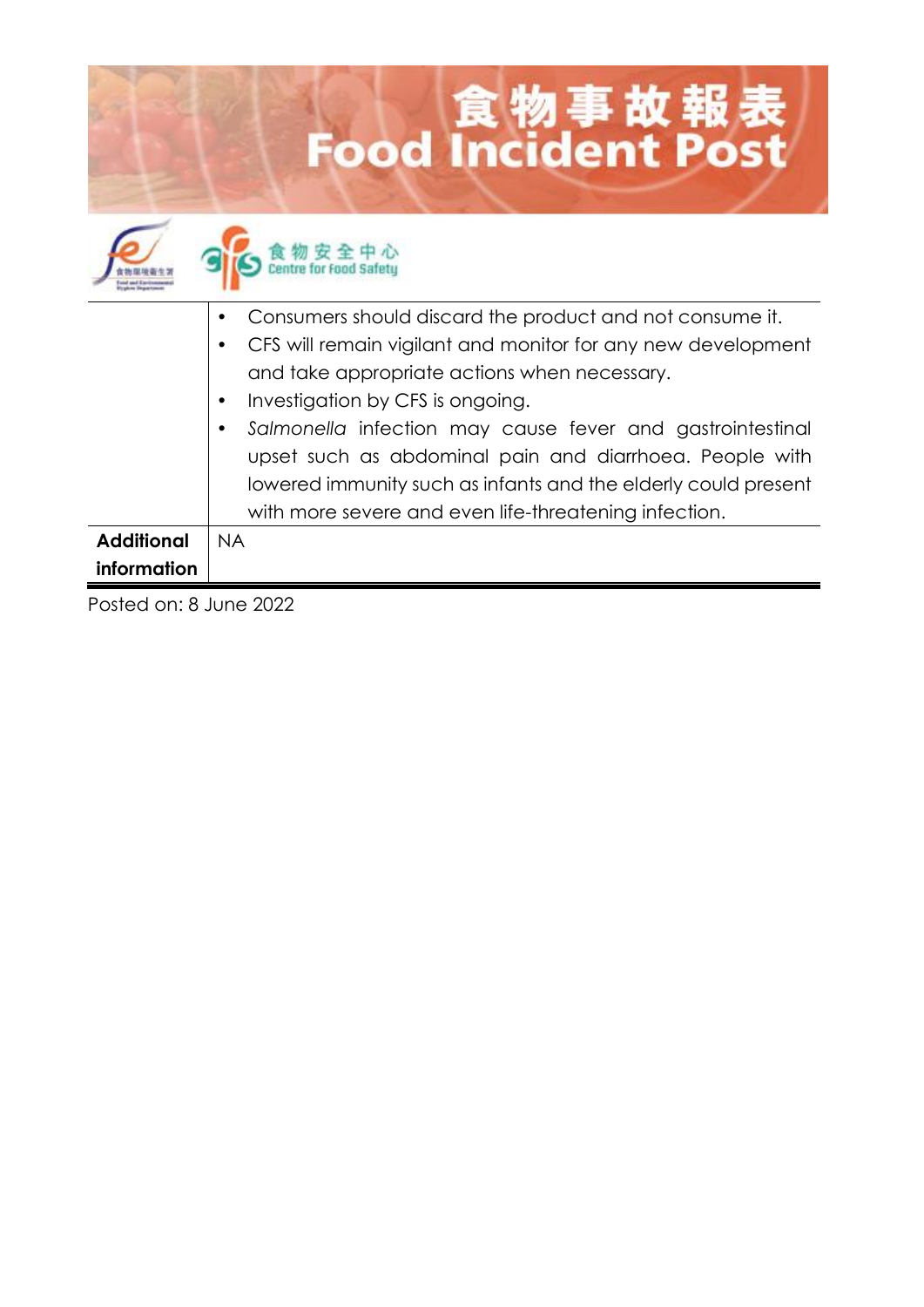| | |
|---|---|
| | • Consumers should discard the product and not consume it.<br>• CFS will remain vigilant and monitor for any new development and take appropriate actions when necessary.<br>• Investigation by CFS is ongoing.<br>• *Salmonella* infection may cause fever and gastrointestinal upset such as abdominal pain and diarrhoea. People with lowered immunity such as infants and the elderly could present with more severe and even life-threatening infection. |
| **Additional information** | NA |

Posted on: 8 June 2022